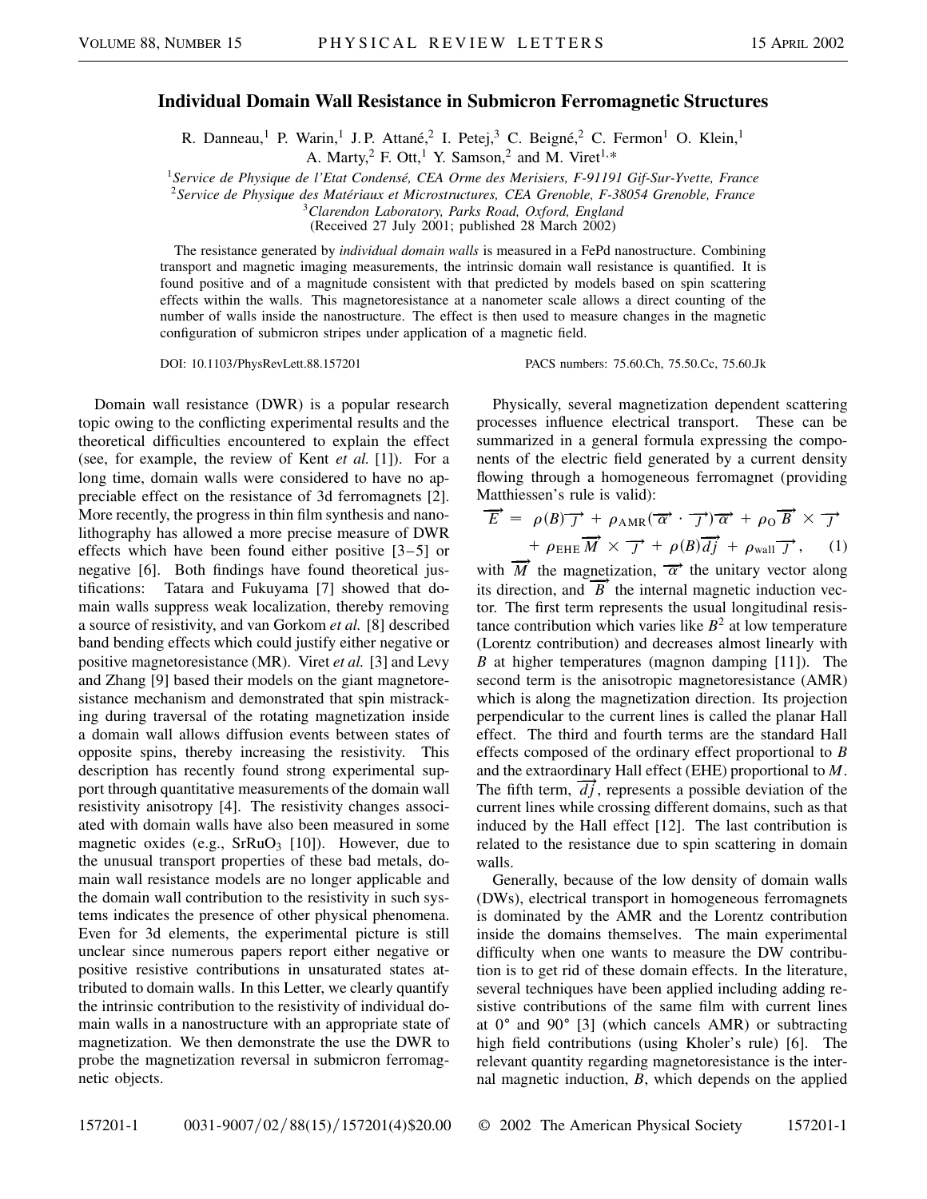# Individual Domain Wall Resistance in Submicron Ferromagnetic Structures

R. Danneau,[1] P. Warin,[1] J. P. Attané,[2] I. Petej,[3] C. Beigné,[2] C. Fermon[1] O. Klein,[1] A. Marty,[2] F. Ott,[1] Y. Samson,[2] and M. Viret[1,*]

[1]*Service de Physique de l'Etat Condensé, CEA Orme des Merisiers, F-91191 Gif-Sur-Yvette, France*
[2]*Service de Physique des Matériaux et Microstructures, CEA Grenoble, F-38054 Grenoble, France*
[3]*Clarendon Laboratory, Parks Road, Oxford, England*
(Received 27 July 2001; published 28 March 2002)

The resistance generated by *individual domain walls* is measured in a FePd nanostructure. Combining transport and magnetic imaging measurements, the intrinsic domain wall resistance is quantified. It is found positive and of a magnitude consistent with that predicted by models based on spin scattering effects within the walls. This magnetoresistance at a nanometer scale allows a direct counting of the number of walls inside the nanostructure. The effect is then used to measure changes in the magnetic configuration of submicron stripes under application of a magnetic field.

DOI: 10.1103/PhysRevLett.88.157201 PACS numbers: 75.60.Ch, 75.50.Cc, 75.60.Jk

Domain wall resistance (DWR) is a popular research topic owing to the conflicting experimental results and the theoretical difficulties encountered to explain the effect (see, for example, the review of Kent *et al.* [1]). For a long time, domain walls were considered to have no appreciable effect on the resistance of 3d ferromagnets [2]. More recently, the progress in thin film synthesis and nanolithography has allowed a more precise measure of DWR effects which have been found either positive [3–5] or negative [6]. Both findings have found theoretical justifications: Tatara and Fukuyama [7] showed that domain walls suppress weak localization, thereby removing a source of resistivity, and van Gorkom *et al.* [8] described band bending effects which could justify either negative or positive magnetoresistance (MR). Viret *et al.* [3] and Levy and Zhang [9] based their models on the giant magnetoresistance mechanism and demonstrated that spin mistracking during traversal of the rotating magnetization inside a domain wall allows diffusion events between states of opposite spins, thereby increasing the resistivity. This description has recently found strong experimental support through quantitative measurements of the domain wall resistivity anisotropy [4]. The resistivity changes associated with domain walls have also been measured in some magnetic oxides (e.g., $SrRuO_3$ [10]). However, due to the unusual transport properties of these bad metals, domain wall resistance models are no longer applicable and the domain wall contribution to the resistivity in such systems indicates the presence of other physical phenomena. Even for 3d elements, the experimental picture is still unclear since numerous papers report either negative or positive resistive contributions in unsaturated states attributed to domain walls. In this Letter, we clearly quantify the intrinsic contribution to the resistivity of individual domain walls in a nanostructure with an appropriate state of magnetization. We then demonstrate the use the DWR to probe the magnetization reversal in submicron ferromagnetic objects.

Physically, several magnetization dependent scattering processes influence electrical transport. These can be summarized in a general formula expressing the components of the electric field generated by a current density flowing through a homogeneous ferromagnet (providing Matthiessen's rule is valid):

$$\vec{E} = \rho(B)\vec{J} + \rho_{\mathrm{AMR}}(\vec{\alpha}\cdot\vec{J})\vec{\alpha} + \rho_{\mathrm{O}}\vec{B}\times\vec{J} + \rho_{\mathrm{EHE}}\vec{M}\times\vec{J} + \rho(B)\vec{dj} + \rho_{\mathrm{wall}}\vec{J}, \quad (1)$$

with $\vec{M}$ the magnetization, $\vec{\alpha}$ the unitary vector along its direction, and $\vec{B}$ the internal magnetic induction vector. The first term represents the usual longitudinal resistance contribution which varies like $B^2$ at low temperature (Lorentz contribution) and decreases almost linearly with $B$ at higher temperatures (magnon damping [11]). The second term is the anisotropic magnetoresistance (AMR) which is along the magnetization direction. Its projection perpendicular to the current lines is called the planar Hall effect. The third and fourth terms are the standard Hall effects composed of the ordinary effect proportional to $B$ and the extraordinary Hall effect (EHE) proportional to $M$. The fifth term, $\vec{dj}$, represents a possible deviation of the current lines while crossing different domains, such as that induced by the Hall effect [12]. The last contribution is related to the resistance due to spin scattering in domain walls.

Generally, because of the low density of domain walls (DWs), electrical transport in homogeneous ferromagnets is dominated by the AMR and the Lorentz contribution inside the domains themselves. The main experimental difficulty when one wants to measure the DW contribution is to get rid of these domain effects. In the literature, several techniques have been applied including adding resistive contributions of the same film with current lines at 0° and 90° [3] (which cancels AMR) or subtracting high field contributions (using Kholer's rule) [6]. The relevant quantity regarding magnetoresistance is the internal magnetic induction, $B$, which depends on the applied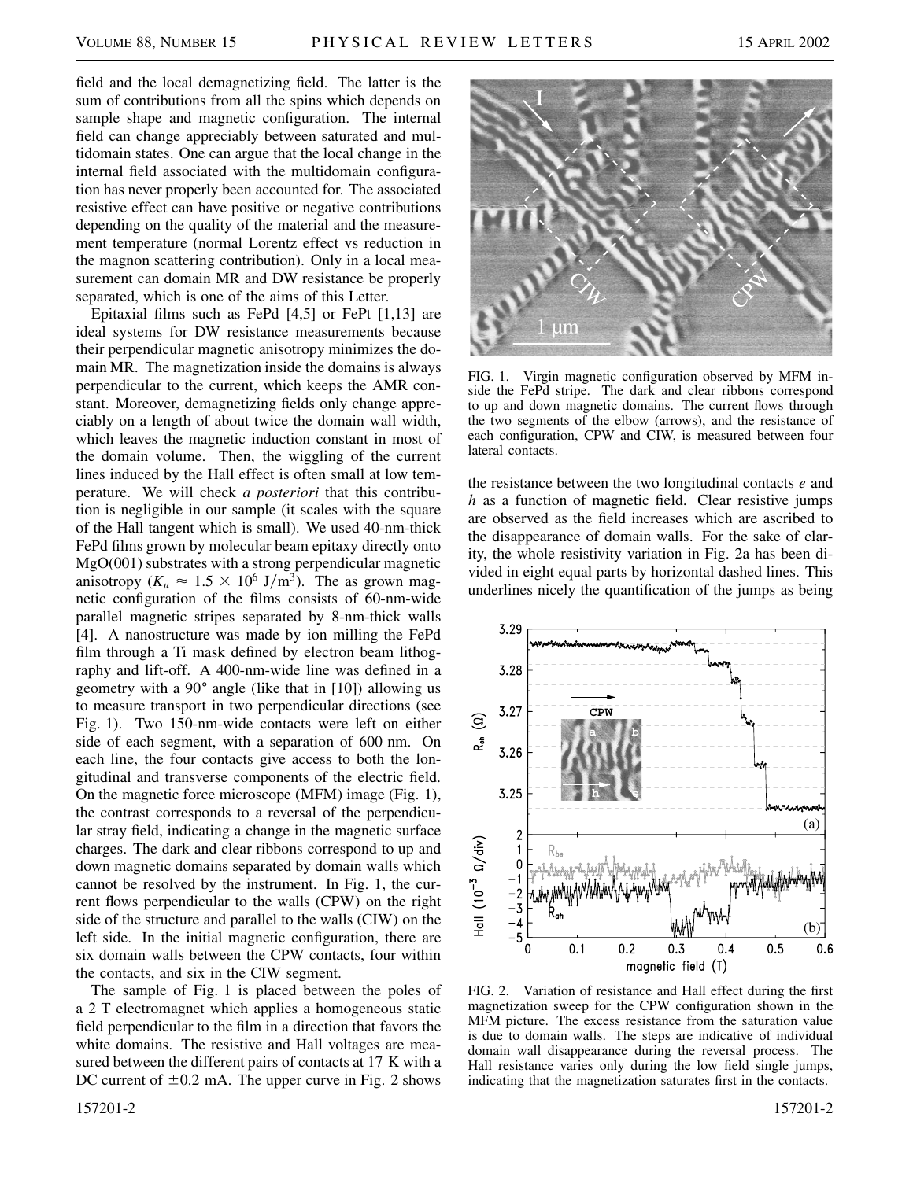field and the local demagnetizing field. The latter is the sum of contributions from all the spins which depends on sample shape and magnetic configuration. The internal field can change appreciably between saturated and multidomain states. One can argue that the local change in the internal field associated with the multidomain configuration has never properly been accounted for. The associated resistive effect can have positive or negative contributions depending on the quality of the material and the measurement temperature (normal Lorentz effect vs reduction in the magnon scattering contribution). Only in a local measurement can domain MR and DW resistance be properly separated, which is one of the aims of this Letter.

Epitaxial films such as FePd [4,5] or FePt [1,13] are ideal systems for DW resistance measurements because their perpendicular magnetic anisotropy minimizes the domain MR. The magnetization inside the domains is always perpendicular to the current, which keeps the AMR constant. Moreover, demagnetizing fields only change appreciably on a length of about twice the domain wall width, which leaves the magnetic induction constant in most of the domain volume. Then, the wiggling of the current lines induced by the Hall effect is often small at low temperature. We will check *a posteriori* that this contribution is negligible in our sample (it scales with the square of the Hall tangent which is small). We used 40-nm-thick FePd films grown by molecular beam epitaxy directly onto MgO(001) substrates with a strong perpendicular magnetic anisotropy ($K_u \approx 1.5 \times 10^6$ J/m$^3$). The as grown magnetic configuration of the films consists of 60-nm-wide parallel magnetic stripes separated by 8-nm-thick walls [4]. A nanostructure was made by ion milling the FePd film through a Ti mask defined by electron beam lithography and lift-off. A 400-nm-wide line was defined in a geometry with a 90° angle (like that in [10]) allowing us to measure transport in two perpendicular directions (see Fig. 1). Two 150-nm-wide contacts were left on either side of each segment, with a separation of 600 nm. On each line, the four contacts give access to both the longitudinal and transverse components of the electric field. On the magnetic force microscope (MFM) image (Fig. 1), the contrast corresponds to a reversal of the perpendicular stray field, indicating a change in the magnetic surface charges. The dark and clear ribbons correspond to up and down magnetic domains separated by domain walls which cannot be resolved by the instrument. In Fig. 1, the current flows perpendicular to the walls (CPW) on the right side of the structure and parallel to the walls (CIW) on the left side. In the initial magnetic configuration, there are six domain walls between the CPW contacts, four within the contacts, and six in the CIW segment.

The sample of Fig. 1 is placed between the poles of a 2 T electromagnet which applies a homogeneous static field perpendicular to the film in a direction that favors the white domains. The resistive and Hall voltages are measured between the different pairs of contacts at 17 K with a DC current of $\pm 0.2$ mA. The upper curve in Fig. 2 shows the resistance between the two longitudinal contacts $e$ and $h$ as a function of magnetic field. Clear resistive jumps are observed as the field increases which are ascribed to the disappearance of domain walls. For the sake of clarity, the whole resistivity variation in Fig. 2a has been divided in eight equal parts by horizontal dashed lines. This underlines nicely the quantification of the jumps as being

FIG. 1. Virgin magnetic configuration observed by MFM inside the FePd stripe. The dark and clear ribbons correspond to up and down magnetic domains. The current flows through the two segments of the elbow (arrows), and the resistance of each configuration, CPW and CIW, is measured between four lateral contacts.

FIG. 2. Variation of resistance and Hall effect during the first magnetization sweep for the CPW configuration shown in the MFM picture. The excess resistance from the saturation value is due to domain walls. The steps are indicative of individual domain wall disappearance during the reversal process. The Hall resistance varies only during the low field single jumps, indicating that the magnetization saturates first in the contacts.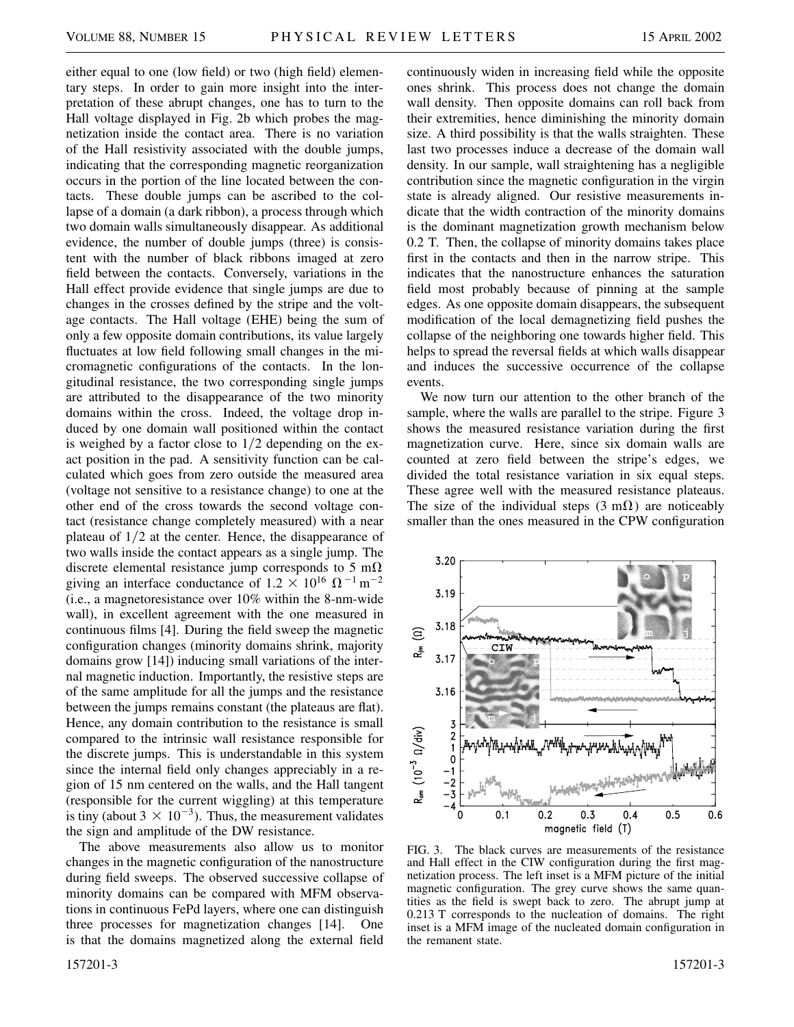either equal to one (low field) or two (high field) elementary steps. In order to gain more insight into the interpretation of these abrupt changes, one has to turn to the Hall voltage displayed in Fig. 2b which probes the magnetization inside the contact area. There is no variation of the Hall resistivity associated with the double jumps, indicating that the corresponding magnetic reorganization occurs in the portion of the line located between the contacts. These double jumps can be ascribed to the collapse of a domain (a dark ribbon), a process through which two domain walls simultaneously disappear. As additional evidence, the number of double jumps (three) is consistent with the number of black ribbons imaged at zero field between the contacts. Conversely, variations in the Hall effect provide evidence that single jumps are due to changes in the crosses defined by the stripe and the voltage contacts. The Hall voltage (EHE) being the sum of only a few opposite domain contributions, its value largely fluctuates at low field following small changes in the micromagnetic configurations of the contacts. In the longitudinal resistance, the two corresponding single jumps are attributed to the disappearance of the two minority domains within the cross. Indeed, the voltage drop induced by one domain wall positioned within the contact is weighed by a factor close to $1/2$ depending on the exact position in the pad. A sensitivity function can be calculated which goes from zero outside the measured area (voltage not sensitive to a resistance change) to one at the other end of the cross towards the second voltage contact (resistance change completely measured) with a near plateau of $1/2$ at the center. Hence, the disappearance of two walls inside the contact appears as a single jump. The discrete elemental resistance jump corresponds to 5 m$\Omega$ giving an interface conductance of $1.2 \times 10^{16}\ \Omega^{-1}\,\mathrm{m}^{-2}$ (i.e., a magnetoresistance over 10% within the 8-nm-wide wall), in excellent agreement with the one measured in continuous films [4]. During the field sweep the magnetic configuration changes (minority domains shrink, majority domains grow [14]) inducing small variations of the internal magnetic induction. Importantly, the resistive steps are of the same amplitude for all the jumps and the resistance between the jumps remains constant (the plateaus are flat). Hence, any domain contribution to the resistance is small compared to the intrinsic wall resistance responsible for the discrete jumps. This is understandable in this system since the internal field only changes appreciably in a region of 15 nm centered on the walls, and the Hall tangent (responsible for the current wiggling) at this temperature is tiny (about $3 \times 10^{-3}$). Thus, the measurement validates the sign and amplitude of the DW resistance.

The above measurements also allow us to monitor changes in the magnetic configuration of the nanostructure during field sweeps. The observed successive collapse of minority domains can be compared with MFM observations in continuous FePd layers, where one can distinguish three processes for magnetization changes [14]. One is that the domains magnetized along the external field continuously widen in increasing field while the opposite ones shrink. This process does not change the domain wall density. Then opposite domains can roll back from their extremities, hence diminishing the minority domain size. A third possibility is that the walls straighten. These last two processes induce a decrease of the domain wall density. In our sample, wall straightening has a negligible contribution since the magnetic configuration in the virgin state is already aligned. Our resistive measurements indicate that the width contraction of the minority domains is the dominant magnetization growth mechanism below 0.2 T. Then, the collapse of minority domains takes place first in the contacts and then in the narrow stripe. This indicates that the nanostructure enhances the saturation field most probably because of pinning at the sample edges. As one opposite domain disappears, the subsequent modification of the local demagnetizing field pushes the collapse of the neighboring one towards higher field. This helps to spread the reversal fields at which walls disappear and induces the successive occurrence of the collapse events.

We now turn our attention to the other branch of the sample, where the walls are parallel to the stripe. Figure 3 shows the measured resistance variation during the first magnetization curve. Here, since six domain walls are counted at zero field between the stripe's edges, we divided the total resistance variation in six equal steps. These agree well with the measured resistance plateaus. The size of the individual steps (3 m$\Omega$) are noticeably smaller than the ones measured in the CPW configuration

FIG. 3. The black curves are measurements of the resistance and Hall effect in the CIW configuration during the first magnetization process. The left inset is a MFM picture of the initial magnetic configuration. The grey curve shows the same quantities as the field is swept back to zero. The abrupt jump at 0.213 T corresponds to the nucleation of domains. The right inset is a MFM image of the nucleated domain configuration in the remanent state.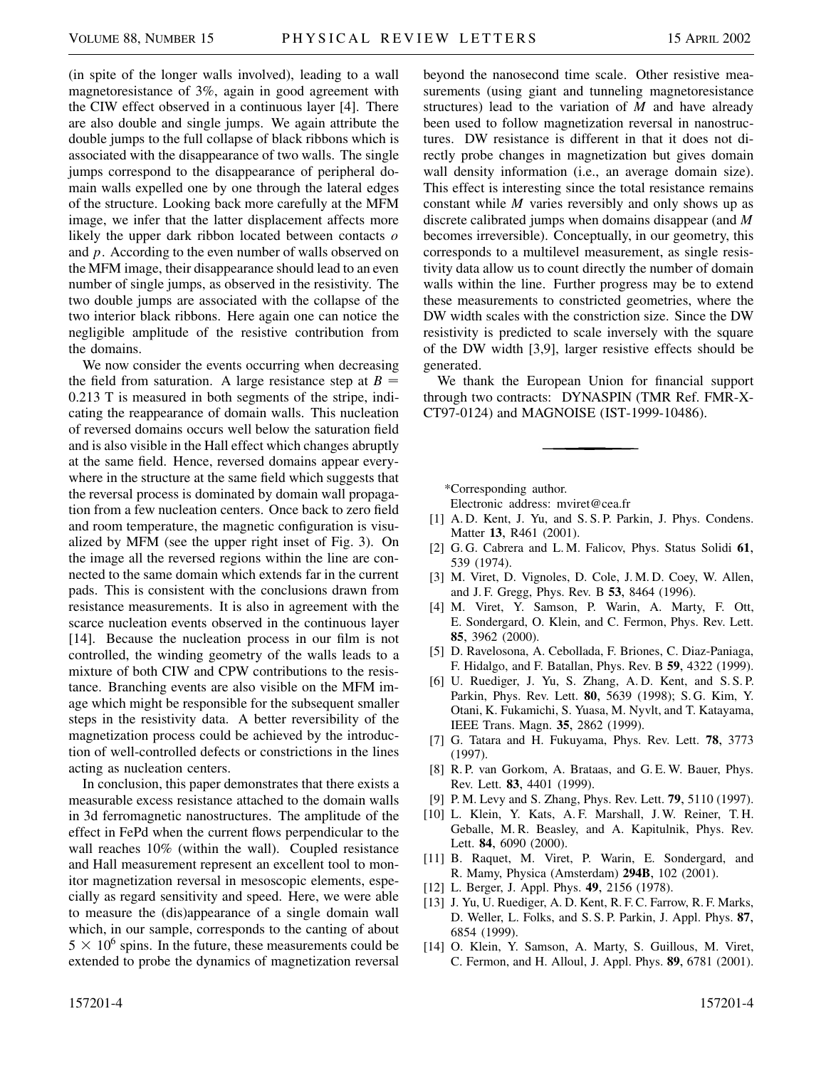(in spite of the longer walls involved), leading to a wall magnetoresistance of 3%, again in good agreement with the CIW effect observed in a continuous layer [4]. There are also double and single jumps. We again attribute the double jumps to the full collapse of black ribbons which is associated with the disappearance of two walls. The single jumps correspond to the disappearance of peripheral domain walls expelled one by one through the lateral edges of the structure. Looking back more carefully at the MFM image, we infer that the latter displacement affects more likely the upper dark ribbon located between contacts $o$ and $p$. According to the even number of walls observed on the MFM image, their disappearance should lead to an even number of single jumps, as observed in the resistivity. The two double jumps are associated with the collapse of the two interior black ribbons. Here again one can notice the negligible amplitude of the resistive contribution from the domains.

We now consider the events occurring when decreasing the field from saturation. A large resistance step at $B = 0.213$ T is measured in both segments of the stripe, indicating the reappearance of domain walls. This nucleation of reversed domains occurs well below the saturation field and is also visible in the Hall effect which changes abruptly at the same field. Hence, reversed domains appear everywhere in the structure at the same field which suggests that the reversal process is dominated by domain wall propagation from a few nucleation centers. Once back to zero field and room temperature, the magnetic configuration is visualized by MFM (see the upper right inset of Fig. 3). On the image all the reversed regions within the line are connected to the same domain which extends far in the current pads. This is consistent with the conclusions drawn from resistance measurements. It is also in agreement with the scarce nucleation events observed in the continuous layer [14]. Because the nucleation process in our film is not controlled, the winding geometry of the walls leads to a mixture of both CIW and CPW contributions to the resistance. Branching events are also visible on the MFM image which might be responsible for the subsequent smaller steps in the resistivity data. A better reversibility of the magnetization process could be achieved by the introduction of well-controlled defects or constrictions in the lines acting as nucleation centers.

In conclusion, this paper demonstrates that there exists a measurable excess resistance attached to the domain walls in 3d ferromagnetic nanostructures. The amplitude of the effect in FePd when the current flows perpendicular to the wall reaches 10% (within the wall). Coupled resistance and Hall measurement represent an excellent tool to monitor magnetization reversal in mesoscopic elements, especially as regard sensitivity and speed. Here, we were able to measure the (dis)appearance of a single domain wall which, in our sample, corresponds to the canting of about $5 \times 10^6$ spins. In the future, these measurements could be extended to probe the dynamics of magnetization reversal beyond the nanosecond time scale. Other resistive measurements (using giant and tunneling magnetoresistance structures) lead to the variation of $M$ and have already been used to follow magnetization reversal in nanostructures. DW resistance is different in that it does not directly probe changes in magnetization but gives domain wall density information (i.e., an average domain size). This effect is interesting since the total resistance remains constant while $M$ varies reversibly and only shows up as discrete calibrated jumps when domains disappear (and $M$ becomes irreversible). Conceptually, in our geometry, this corresponds to a multilevel measurement, as single resistivity data allow us to count directly the number of domain walls within the line. Further progress may be to extend these measurements to constricted geometries, where the DW width scales with the constriction size. Since the DW resistivity is predicted to scale inversely with the square of the DW width [3,9], larger resistive effects should be generated.

We thank the European Union for financial support through two contracts: DYNASPIN (TMR Ref. FMR-X-CT97-0124) and MAGNOISE (IST-1999-10486).

*Corresponding author.
Electronic address: mviret@cea.fr

[1] A. D. Kent, J. Yu, and S. S. P. Parkin, J. Phys. Condens. Matter **13**, R461 (2001).

[2] G. G. Cabrera and L. M. Falicov, Phys. Status Solidi **61**, 539 (1974).

[3] M. Viret, D. Vignoles, D. Cole, J. M. D. Coey, W. Allen, and J. F. Gregg, Phys. Rev. B **53**, 8464 (1996).

[4] M. Viret, Y. Samson, P. Warin, A. Marty, F. Ott, E. Sondergard, O. Klein, and C. Fermon, Phys. Rev. Lett. **85**, 3962 (2000).

[5] D. Ravelosona, A. Cebollada, F. Briones, C. Diaz-Paniaga, F. Hidalgo, and F. Batallan, Phys. Rev. B **59**, 4322 (1999).

[6] U. Ruediger, J. Yu, S. Zhang, A. D. Kent, and S. S. P. Parkin, Phys. Rev. Lett. **80**, 5639 (1998); S. G. Kim, Y. Otani, K. Fukamichi, S. Yuasa, M. Nyvlt, and T. Katayama, IEEE Trans. Magn. **35**, 2862 (1999).

[7] G. Tatara and H. Fukuyama, Phys. Rev. Lett. **78**, 3773 (1997).

[8] R. P. van Gorkom, A. Brataas, and G. E. W. Bauer, Phys. Rev. Lett. **83**, 4401 (1999).

[9] P. M. Levy and S. Zhang, Phys. Rev. Lett. **79**, 5110 (1997).

[10] L. Klein, Y. Kats, A. F. Marshall, J. W. Reiner, T. H. Geballe, M. R. Beasley, and A. Kapitulnik, Phys. Rev. Lett. **84**, 6090 (2000).

[11] B. Raquet, M. Viret, P. Warin, E. Sondergard, and R. Mamy, Physica (Amsterdam) **294B**, 102 (2001).

[12] L. Berger, J. Appl. Phys. **49**, 2156 (1978).

[13] J. Yu, U. Ruediger, A. D. Kent, R. F. C. Farrow, R. F. Marks, D. Weller, L. Folks, and S. S. P. Parkin, J. Appl. Phys. **87**, 6854 (1999).

[14] O. Klein, Y. Samson, A. Marty, S. Guillous, M. Viret, C. Fermon, and H. Alloul, J. Appl. Phys. **89**, 6781 (2001).